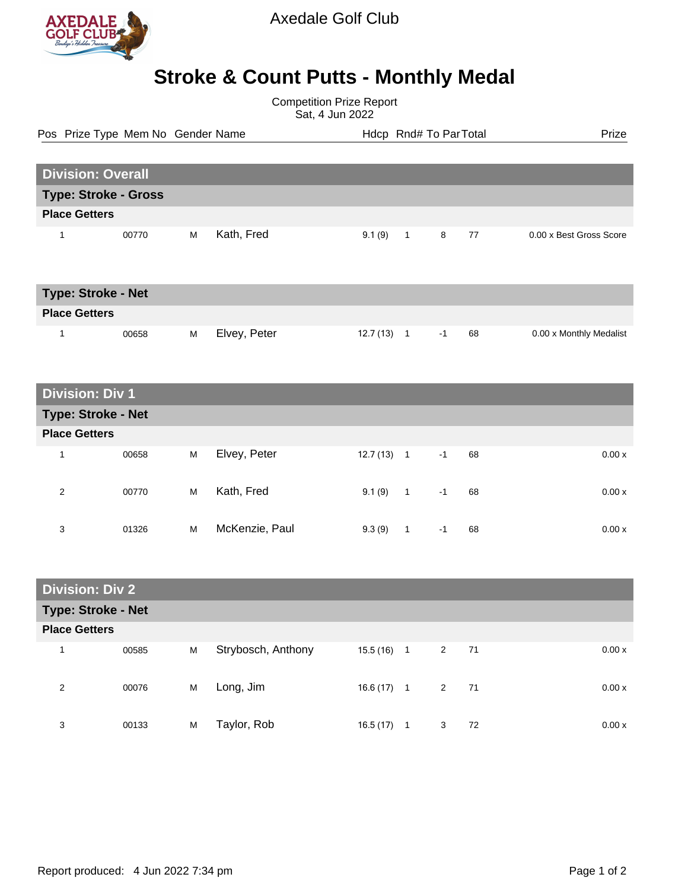Axedale Golf Club

# Stroke & Count Putts - Monthly Medal

Competition Prize Report
Sat, 4 Jun 2022

## Division: Overall

### Type: Stroke - Gross

**Place Getters**

| Pos | Prize Type | Mem No | Gender | Name | Hdcp | Rnd# | To Par | Total | Prize |
|---|---|---|---|---|---|---|---|---|---|
| 1 | | 00770 | M | Kath, Fred | 9.1 (9) | 1 | 8 | 77 | 0.00 x Best Gross Score |

### Type: Stroke - Net

**Place Getters**

| Pos | Prize Type | Mem No | Gender | Name | Hdcp | Rnd# | To Par | Total | Prize |
|---|---|---|---|---|---|---|---|---|---|
| 1 | | 00658 | M | Elvey, Peter | 12.7 (13) | 1 | -1 | 68 | 0.00 x Monthly Medalist |

## Division: Div 1

### Type: Stroke - Net

**Place Getters**

| Pos | Prize Type | Mem No | Gender | Name | Hdcp | Rnd# | To Par | Total | Prize |
|---|---|---|---|---|---|---|---|---|---|
| 1 | | 00658 | M | Elvey, Peter | 12.7 (13) | 1 | -1 | 68 | 0.00 x |
| 2 | | 00770 | M | Kath, Fred | 9.1 (9) | 1 | -1 | 68 | 0.00 x |
| 3 | | 01326 | M | McKenzie, Paul | 9.3 (9) | 1 | -1 | 68 | 0.00 x |

## Division: Div 2

### Type: Stroke - Net

**Place Getters**

| Pos | Prize Type | Mem No | Gender | Name | Hdcp | Rnd# | To Par | Total | Prize |
|---|---|---|---|---|---|---|---|---|---|
| 1 | | 00585 | M | Strybosch, Anthony | 15.5 (16) | 1 | 2 | 71 | 0.00 x |
| 2 | | 00076 | M | Long, Jim | 16.6 (17) | 1 | 2 | 71 | 0.00 x |
| 3 | | 00133 | M | Taylor, Rob | 16.5 (17) | 1 | 3 | 72 | 0.00 x |

Report produced: 4 Jun 2022 7:34 pm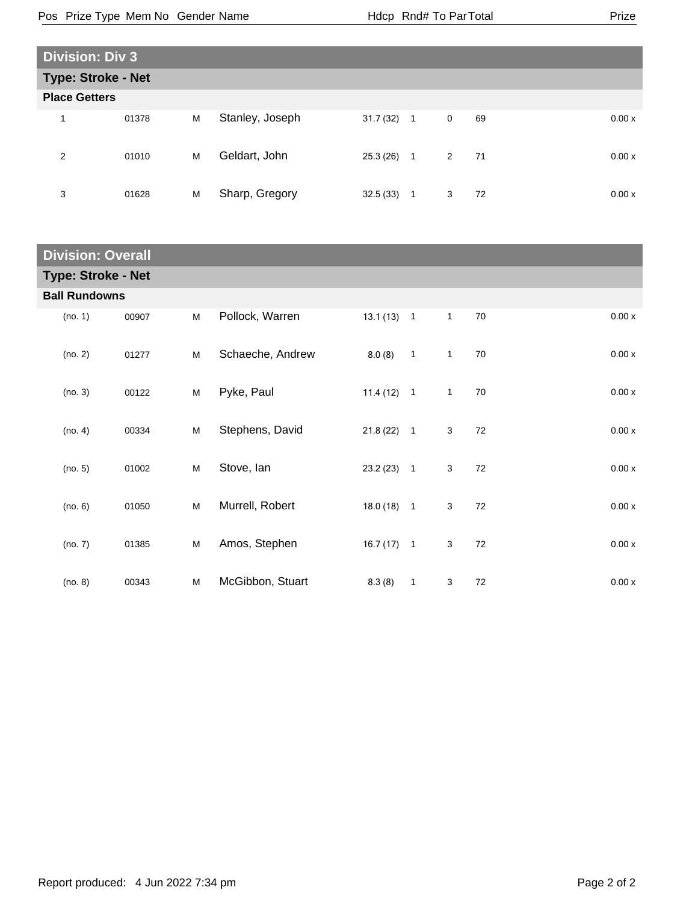| Pos | Prize Type | Mem No | Gender | Name | Hdcp | Rnd# | To Par | Total | Prize |
|---|---|---|---|---|---|---|---|---|---|

## Division: Div 3

### Type: Stroke - Net

**Place Getters**

| Pos | Prize Type | Mem No | Gender | Name | Hdcp | Rnd# | To Par | Total | Prize |
|---|---|---|---|---|---|---|---|---|---|
| 1 | | 01378 | M | Stanley, Joseph | 31.7 (32) | 1 | 0 | 69 | 0.00 x |
| 2 | | 01010 | M | Geldart, John | 25.3 (26) | 1 | 2 | 71 | 0.00 x |
| 3 | | 01628 | M | Sharp, Gregory | 32.5 (33) | 1 | 3 | 72 | 0.00 x |

## Division: Overall

### Type: Stroke - Net

**Ball Rundowns**

| Pos | Prize Type | Mem No | Gender | Name | Hdcp | Rnd# | To Par | Total | Prize |
|---|---|---|---|---|---|---|---|---|---|
| (no. 1) | | 00907 | M | Pollock, Warren | 13.1 (13) | 1 | 1 | 70 | 0.00 x |
| (no. 2) | | 01277 | M | Schaeche, Andrew | 8.0 (8) | 1 | 1 | 70 | 0.00 x |
| (no. 3) | | 00122 | M | Pyke, Paul | 11.4 (12) | 1 | 1 | 70 | 0.00 x |
| (no. 4) | | 00334 | M | Stephens, David | 21.8 (22) | 1 | 3 | 72 | 0.00 x |
| (no. 5) | | 01002 | M | Stove, Ian | 23.2 (23) | 1 | 3 | 72 | 0.00 x |
| (no. 6) | | 01050 | M | Murrell, Robert | 18.0 (18) | 1 | 3 | 72 | 0.00 x |
| (no. 7) | | 01385 | M | Amos, Stephen | 16.7 (17) | 1 | 3 | 72 | 0.00 x |
| (no. 8) | | 00343 | M | McGibbon, Stuart | 8.3 (8) | 1 | 3 | 72 | 0.00 x |

Report produced: 4 Jun 2022 7:34 pm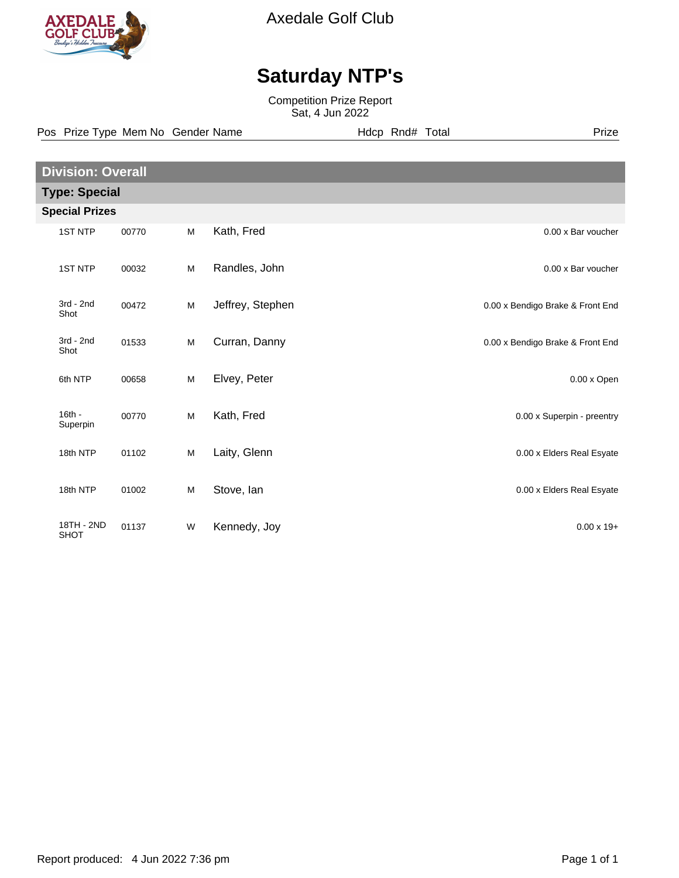Axedale Golf Club

# Saturday NTP's

Competition Prize Report
Sat, 4 Jun 2022

## Division: Overall

### Type: Special

#### Special Prizes

| Pos | Prize Type | Mem No | Gender | Name | Hdcp | Rnd# | Total | Prize |
|---|---|---|---|---|---|---|---|---|
| | 1ST NTP | 00770 | M | Kath, Fred | | | | 0.00 x Bar voucher |
| | 1ST NTP | 00032 | M | Randles, John | | | | 0.00 x Bar voucher |
| | 3rd - 2nd Shot | 00472 | M | Jeffrey, Stephen | | | | 0.00 x Bendigo Brake & Front End |
| | 3rd - 2nd Shot | 01533 | M | Curran, Danny | | | | 0.00 x Bendigo Brake & Front End |
| | 6th NTP | 00658 | M | Elvey, Peter | | | | 0.00 x Open |
| | 16th - Superpin | 00770 | M | Kath, Fred | | | | 0.00 x Superpin - preentry |
| | 18th NTP | 01102 | M | Laity, Glenn | | | | 0.00 x Elders Real Esyate |
| | 18th NTP | 01002 | M | Stove, Ian | | | | 0.00 x Elders Real Esyate |
| | 18TH - 2ND SHOT | 01137 | W | Kennedy, Joy | | | | 0.00 x 19+ |

Report produced: 4 Jun 2022 7:36 pm